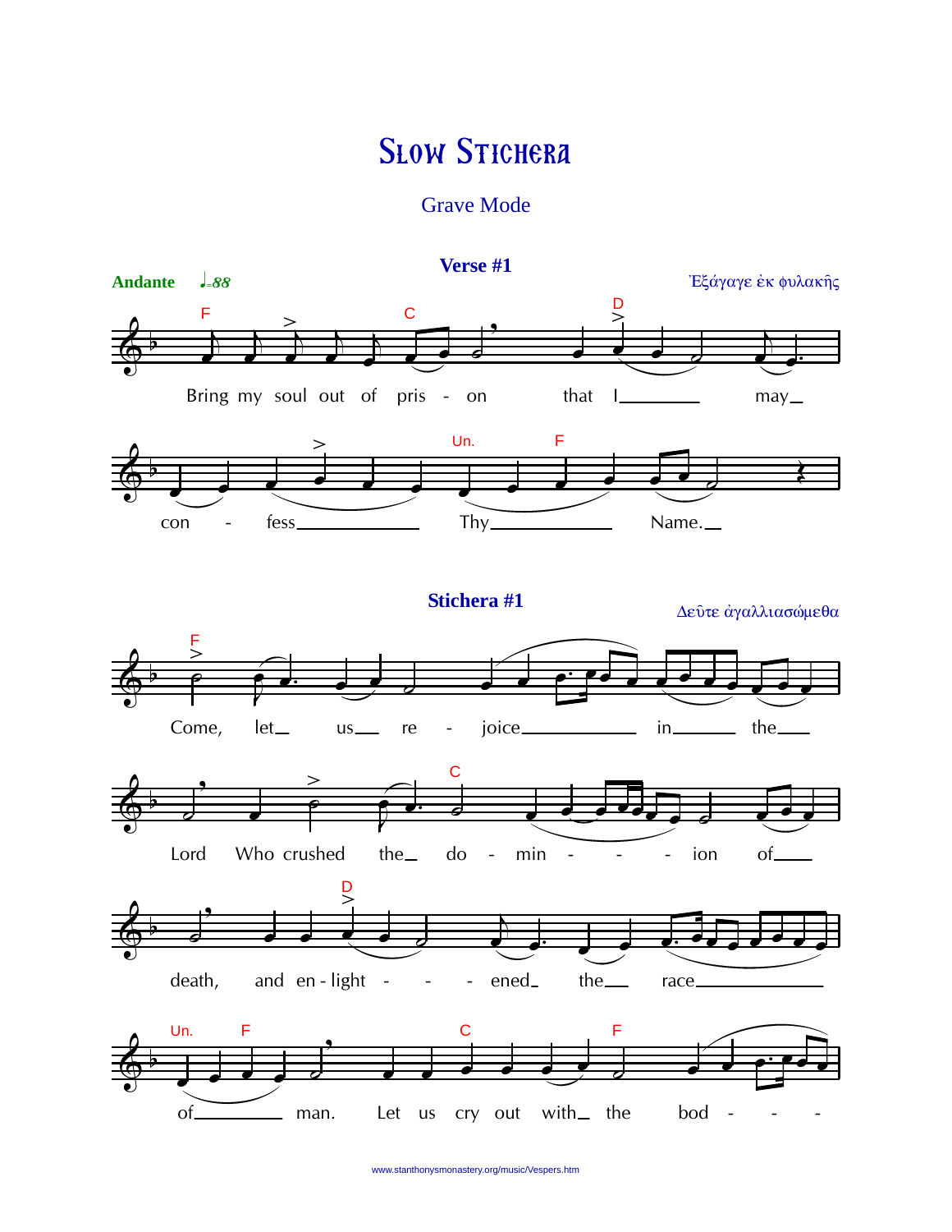# Slow Stichera

## Grave Mode

### Verse #1

**Andante** ♩=88

Ἐξάγαγε ἐκ φυλακῆς

F C D

Bring my soul out of pris - on that I\_\_\_\_\_\_\_ may\_

Un. F

con - fess\_\_\_\_\_\_\_\_\_\_\_ Thy\_\_\_\_\_\_\_\_\_\_\_ Name.\_

### Stichera #1

Δεῦτε ἀγαλλιασώμεθα

F

Come, let\_ us\_ re - joice\_\_\_\_\_\_\_\_\_\_ in\_\_\_\_\_\_ the\_\_\_

C

Lord Who crushed the\_ do - min - - - ion of\_\_\_\_

D

death, and en - light - - - ened\_ the\_\_ race\_\_\_\_\_\_\_\_\_\_\_\_

Un. F C F

of\_\_\_\_\_\_\_\_\_ man. Let us cry out with\_ the bod - - -

www.stanthonysmonastery.org/music/Vespers.htm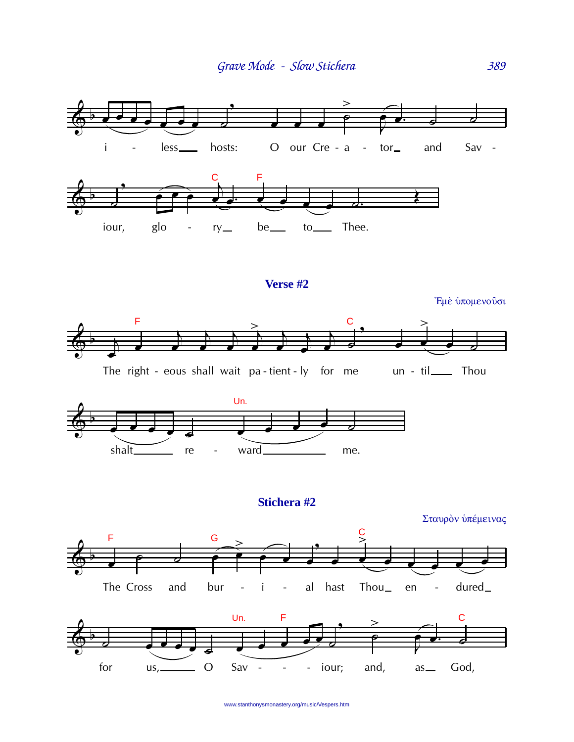i - less___ hosts: O our Cre - a - tor_ and Sav -

iour, glo - ry_ be___ to___ Thee.

**Verse #2**

Ἐμὲ ὑπομενοῦσι

The right - eous shall wait pa - tient - ly for me un - til___ Thou

shalt_______ re - ward___________ me.

**Stichera #2**

Σταυρὸν ὑπέμεινας

The Cross and bur - i - al hast Thou_ en - dured_

for us,_______ O Sav - - - iour; and, as__ God,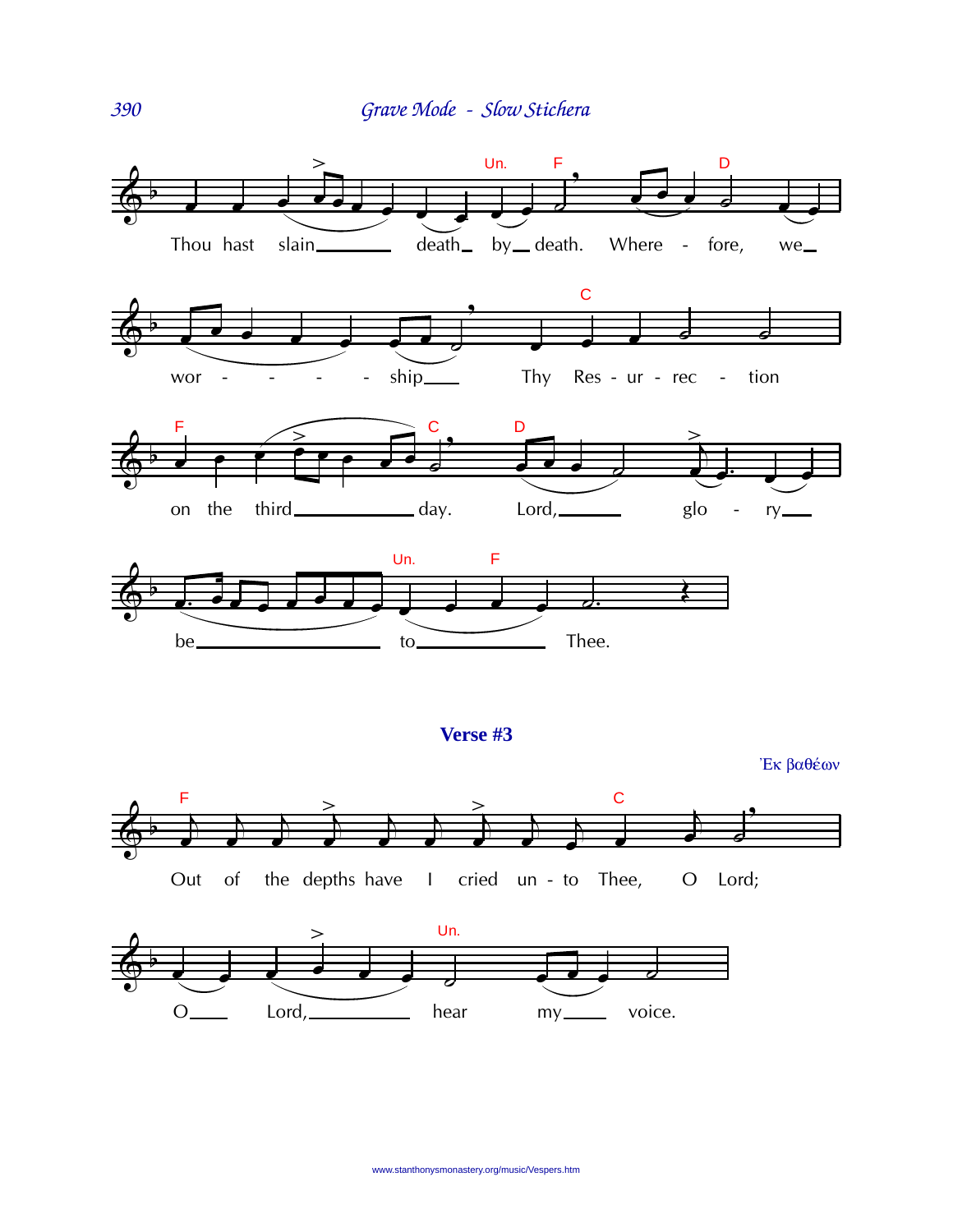Thou hast slain___ death_ by_ death. Where - fore, we_

wor - - - - ship___ Thy Res - ur - rec - tion

on the third___ day. Lord,___ glo - ry___

be___ to___ Thee.

### Verse #3

Ἐκ βαθέων

Out of the depths have I cried un - to Thee, O Lord;

O___ Lord,___ hear my___ voice.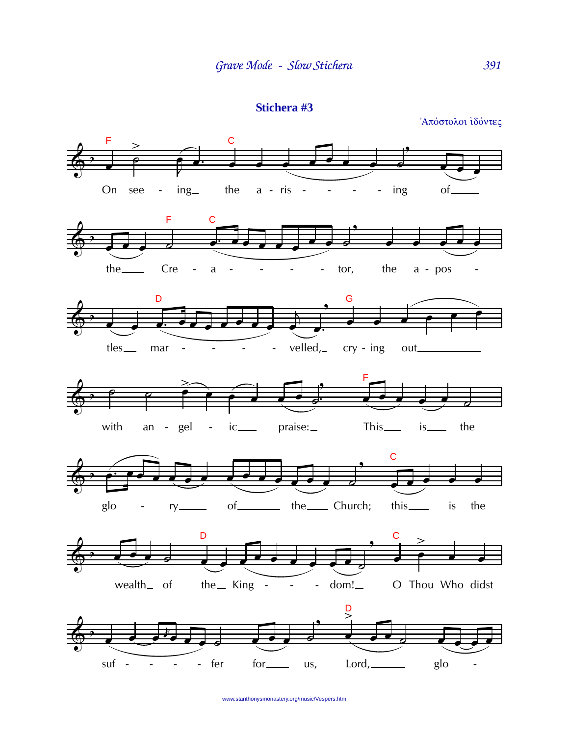## Stichera #3

Ἀπόστολοι ἰδόντες

On see - ing the a - ris - - - - ing of the Cre - a - - - - - tor, the a - pos - tles mar - - - - - velled, cry - ing out with an - gel - ic praise: This is the glo - ry of the Church; this is the wealth of the King - - - dom! O Thou Who didst suf - - - - - fer for us, Lord, glo -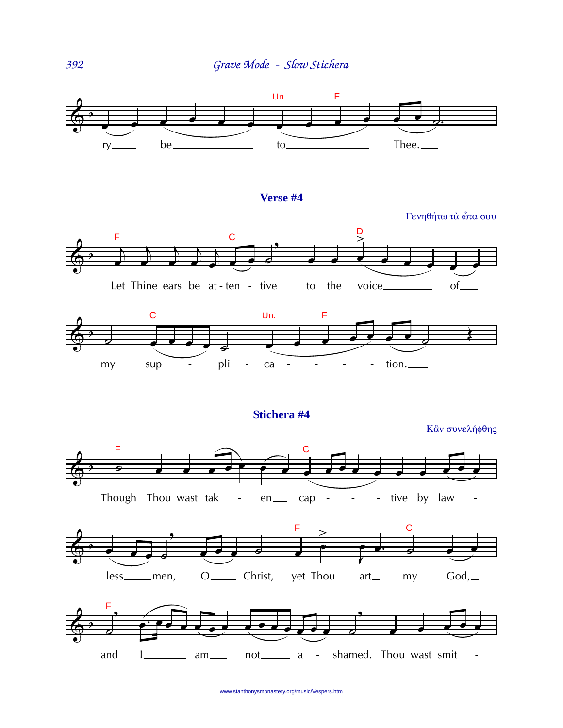ry___ be___ to___ Thee.___

## Verse #4

Γενηθήτω τὰ ὦτα σου

Let Thine ears be at - ten - tive to the voice___ of___

my sup - pli - ca - - - - tion.___

## Stichera #4

Κἂν συνελήφθης

Though Thou wast tak - en___ cap - - - tive by law -

less___ men, O___ Christ, yet Thou art___ my God,___

and I___ am___ not___ a - shamed. Thou wast smit -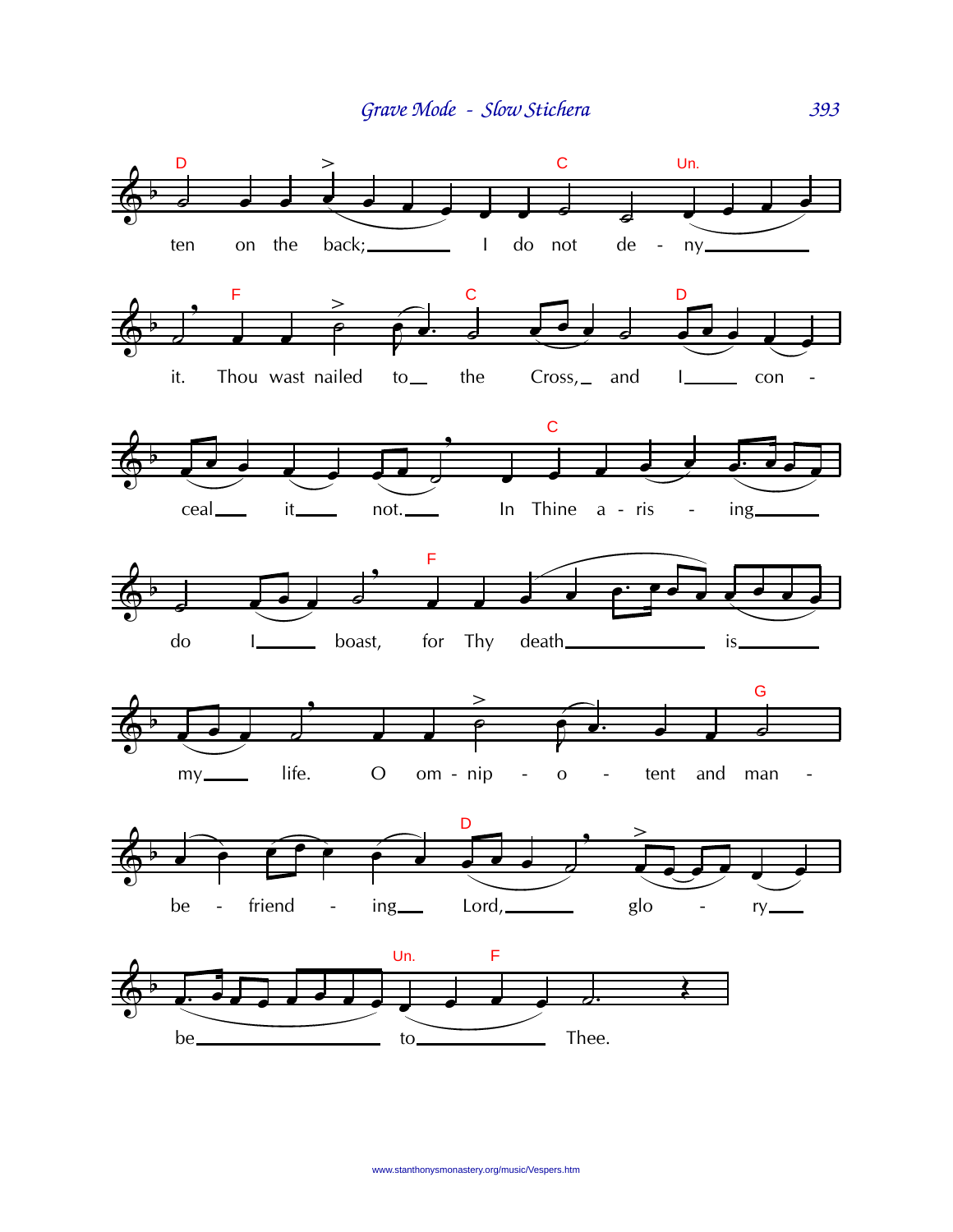ten on the back; I do not de - ny it. Thou wast nailed to the Cross, and I con - ceal it not. In Thine a - ris - ing do I boast, for Thy death is my life. O om - nip - o - tent and man - be - friend - ing Lord, glo - ry be to Thee.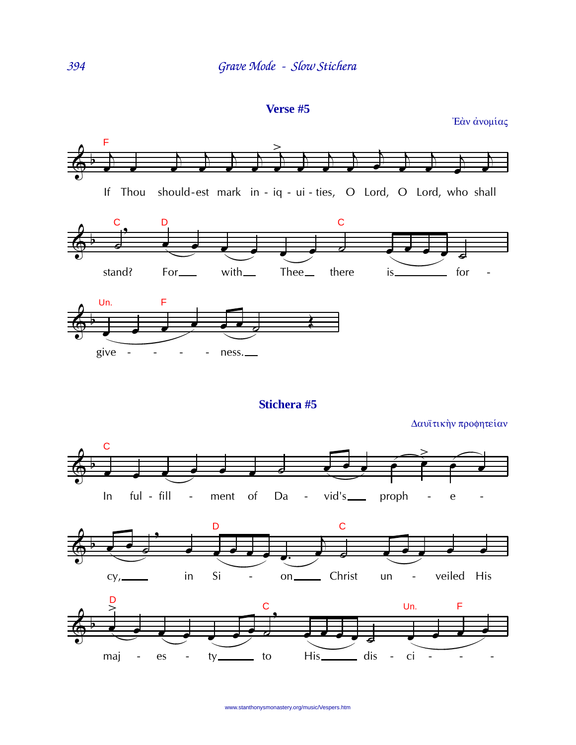## Verse #5

Ἐὰν ἀνομίας

If Thou should-est mark in - iq - ui - ties, O Lord, O Lord, who shall stand? For___ with___ Thee___ there is_______ for - give - - - - ness.___

## Stichera #5

Δαυϊτικὴν προφητείαν

In ful - fill - ment of Da - vid's___ proph - e - cy,_____ in Si - on_____ Christ un - veiled His maj - es - ty______ to His______ dis - ci - - -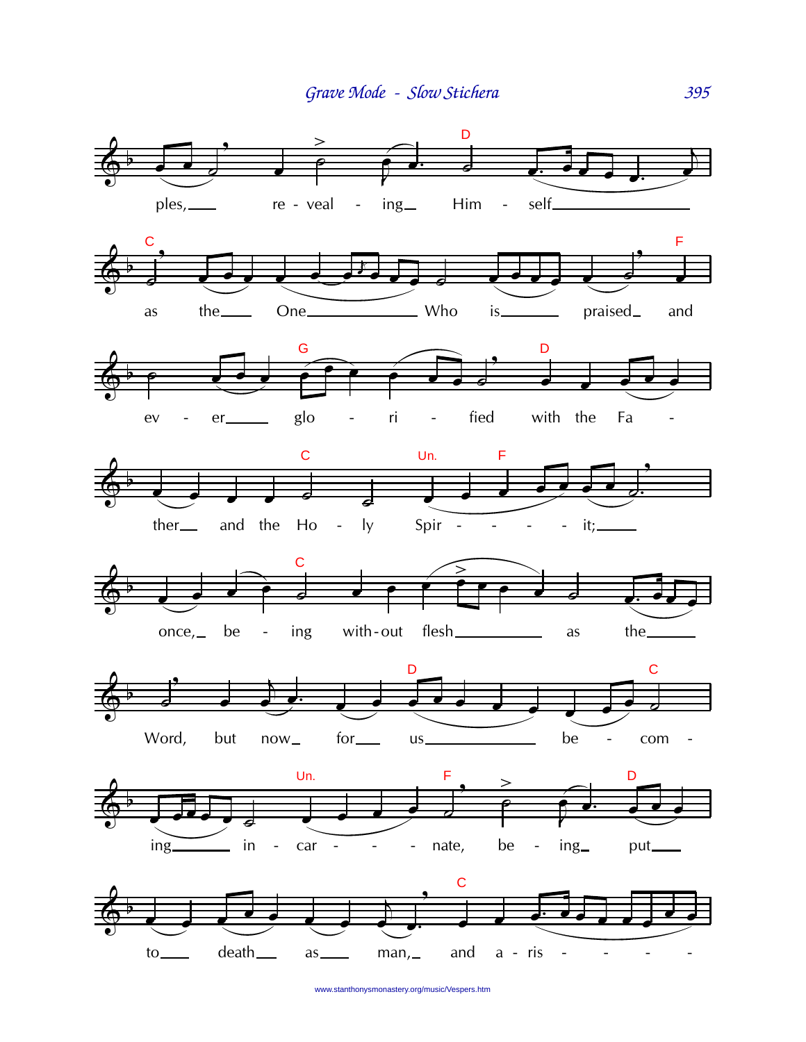ples, re - veal - ing Him - self

as the One Who is praised and

ev - er glo - ri - fied with the Fa -

ther and the Ho - ly Spir - - - - it;

once, be - ing with-out flesh as the

Word, but now for us be - com -

ing in - car - - - nate, be - ing put

to death as man, and a - ris - - - -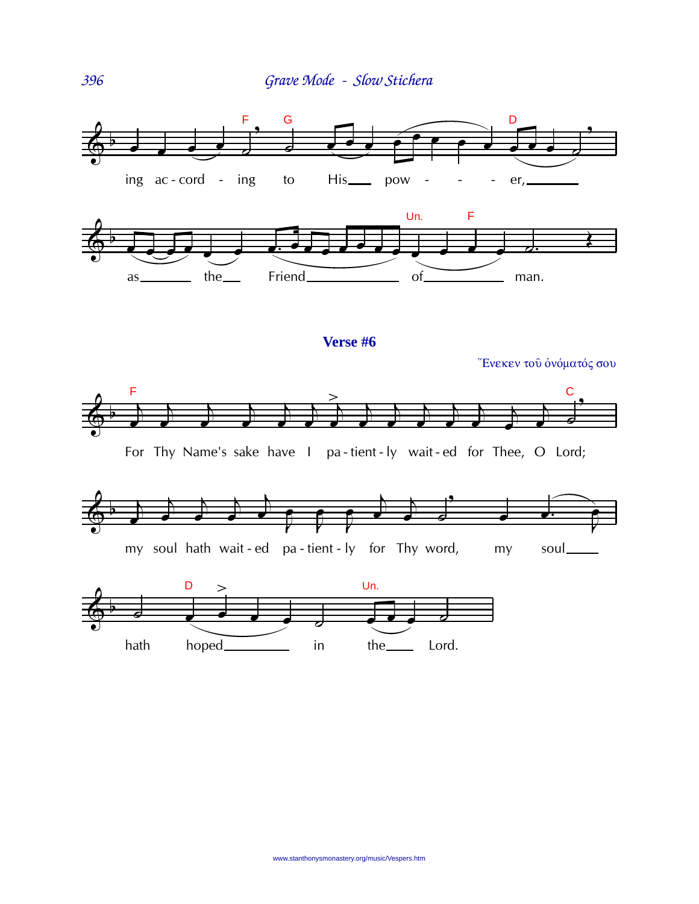ing ac - cord - ing to His pow - - - er, as the Friend of man.

**Verse #6**

Ἕνεκεν τοῦ ὀνόματός σου

For Thy Name's sake have I pa - tient - ly wait - ed for Thee, O Lord;

my soul hath wait - ed pa - tient - ly for Thy word, my soul

hath hoped in the Lord.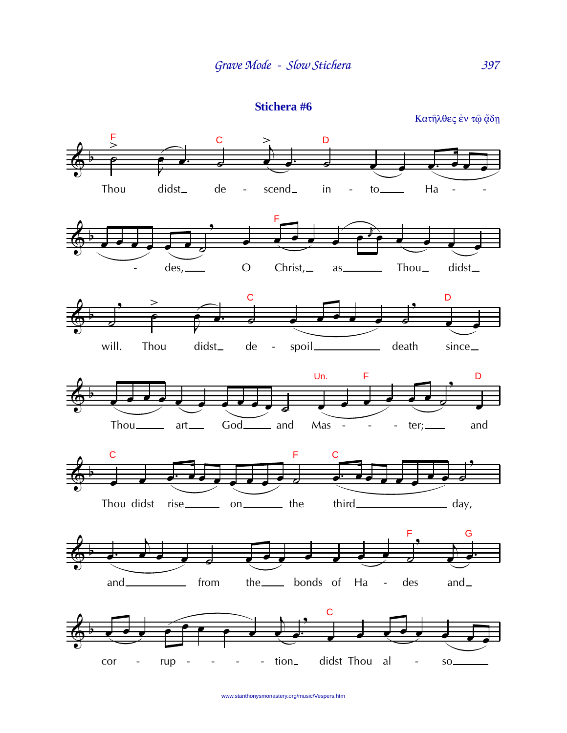## Stichera #6

Κατῆλθες ἐν τῷ ᾅδῃ

Thou didst descend into Hades, O Christ, as Thou didst will. Thou didst despoil death since Thou art God and Master; and Thou didst rise on the third day, and from the bonds of Hades and corruption didst Thou also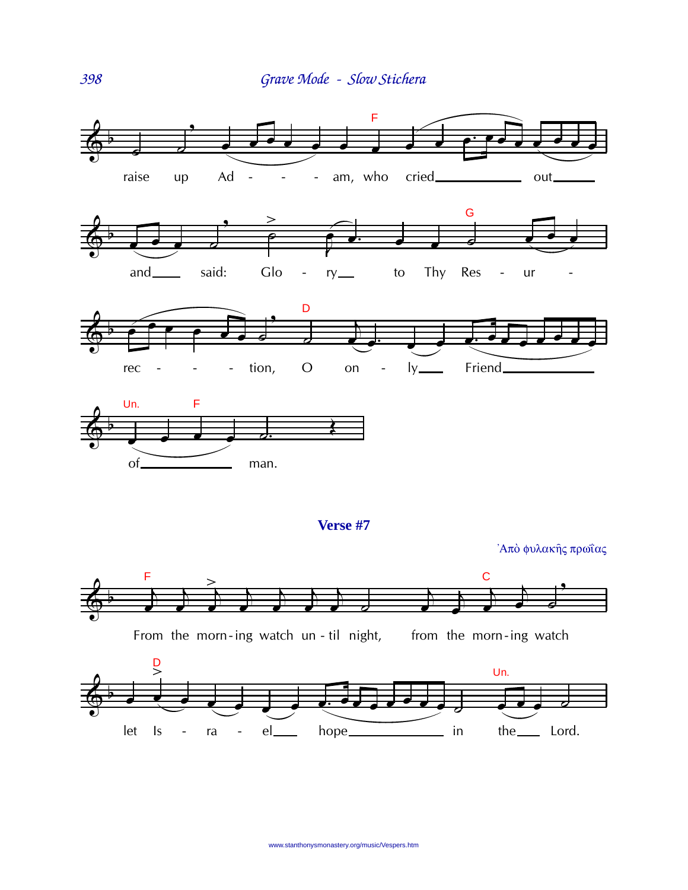raise up Ad - - - am, who cried out and said: Glo - ry to Thy Res - ur - rec - - - tion, O on - ly Friend of man.

**Verse #7**

Ἀπὸ φυλακῆς πρωΐας

From the morn-ing watch un-til night, from the morn-ing watch let Is - ra - el hope in the Lord.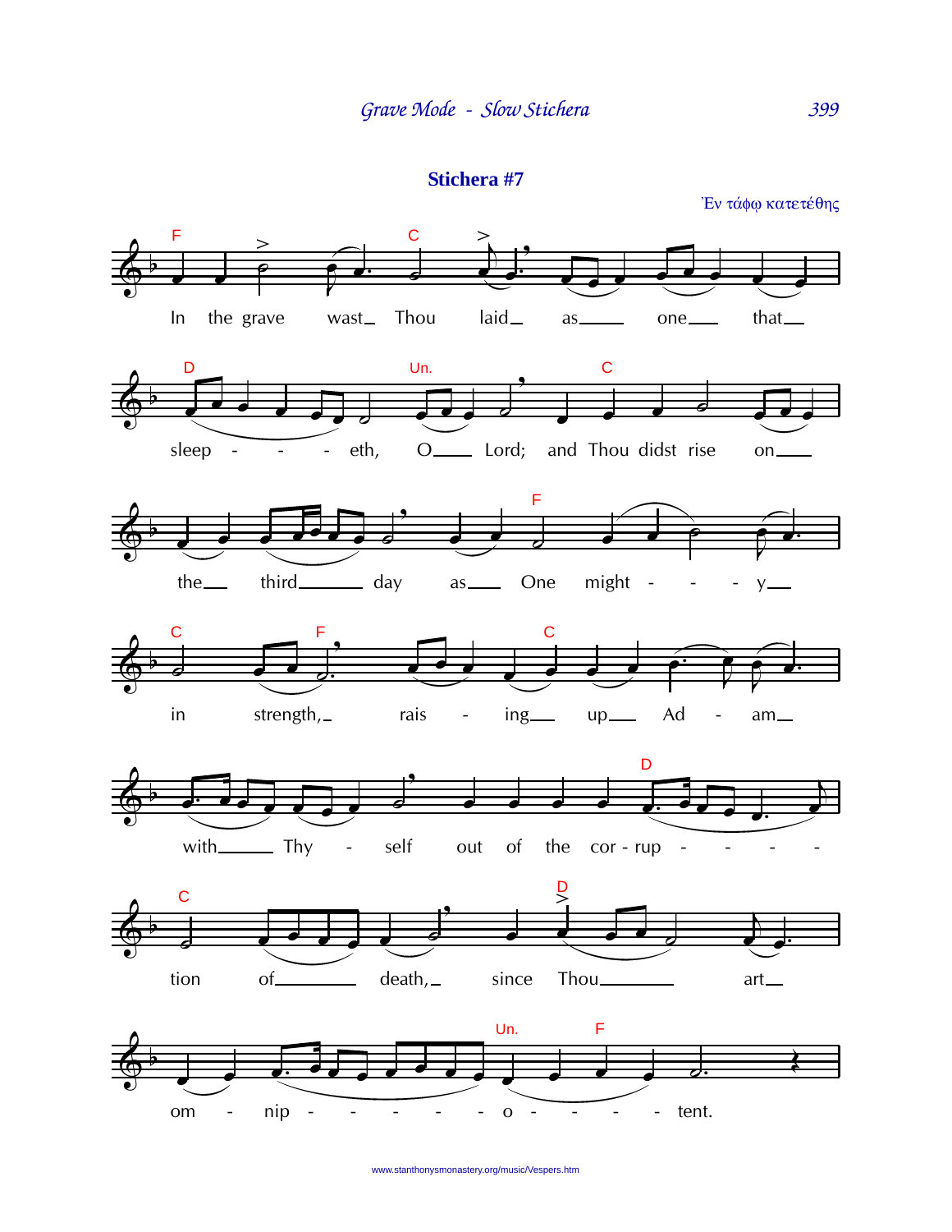## Stichera #7

Ἐν τάφῳ κατετέθης

In the grave wast Thou laid as one that sleep - - - eth, O Lord; and Thou didst rise on the third day as One might - - - y in strength, rais - ing up Ad - am with Thy - self out of the cor - rup - - - - tion of death, since Thou art om - nip - - - - - - o - - - - tent.

www.stanthonysmonastery.org/music/Vespers.htm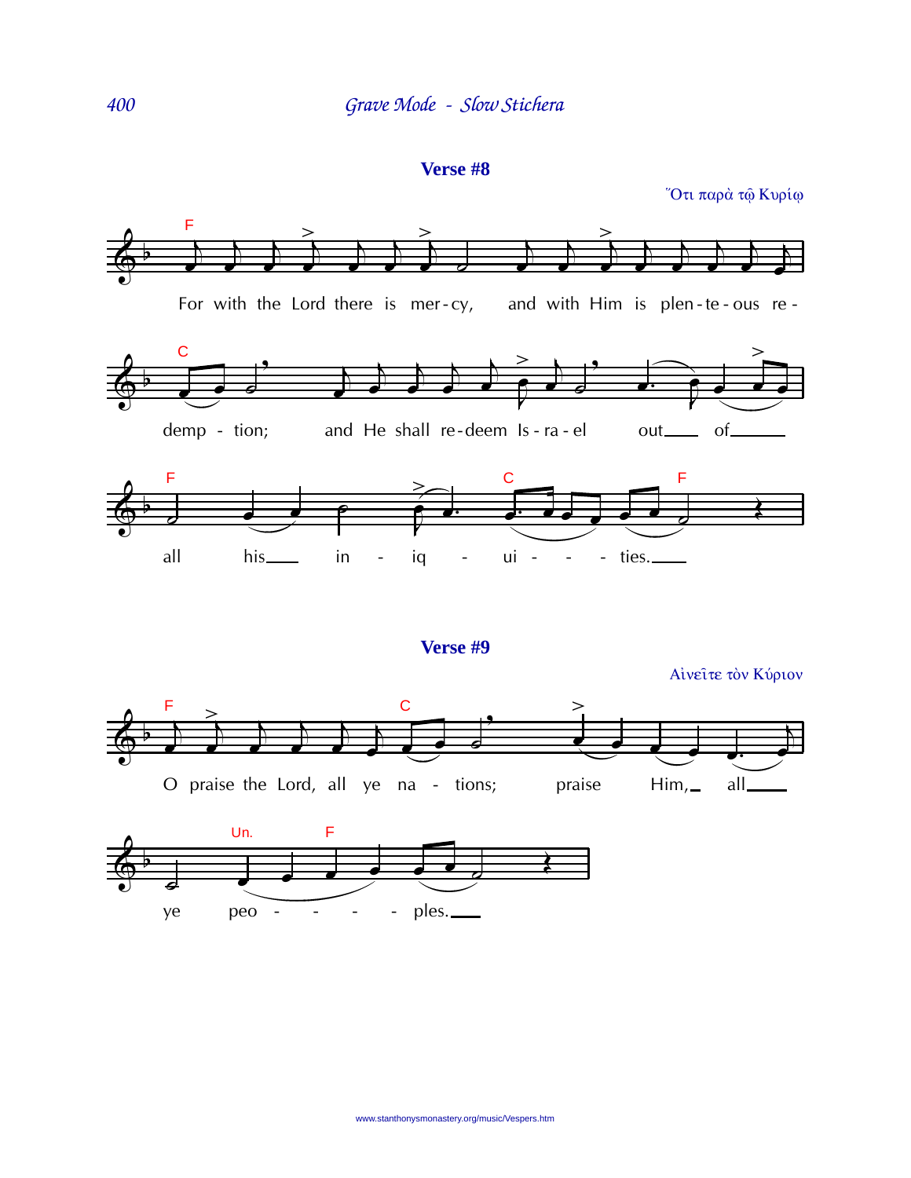## Verse #8

Ὅτι παρὰ τῷ Κυρίῳ

For with the Lord there is mer-cy, and with Him is plen-te-ous re-demp - tion; and He shall re-deem Is-ra-el out of all his in - iq - ui - - - ties.

## Verse #9

Αἰνεῖτε τὸν Κύριον

O praise the Lord, all ye na - tions; praise Him, all ye peo - - - - ples.

www.stanthonysmonastery.org/music/Vespers.htm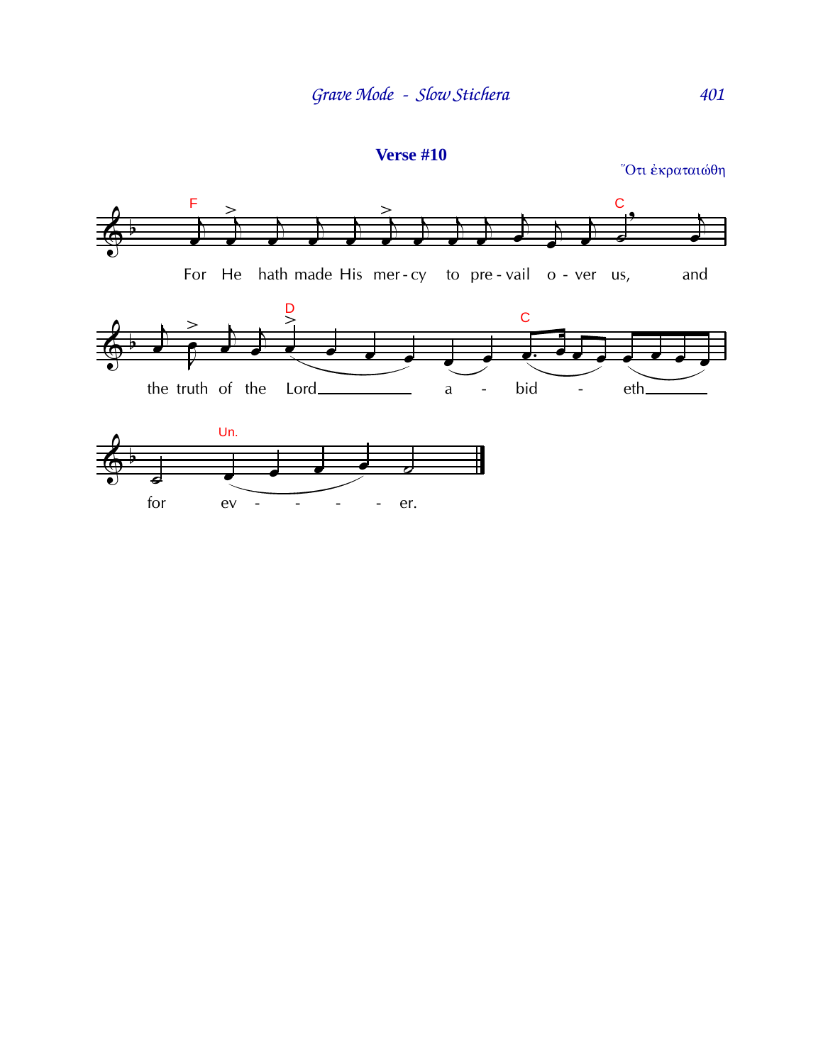## Verse #10

Ὅτι ἐκραταιώθη

F C

For He hath made His mer-cy to pre-vail o-ver us, and

D C

the truth of the Lord \_\_\_\_\_\_ a - bid - eth \_\_\_\_\_\_

Un.

for ev - - - - er.